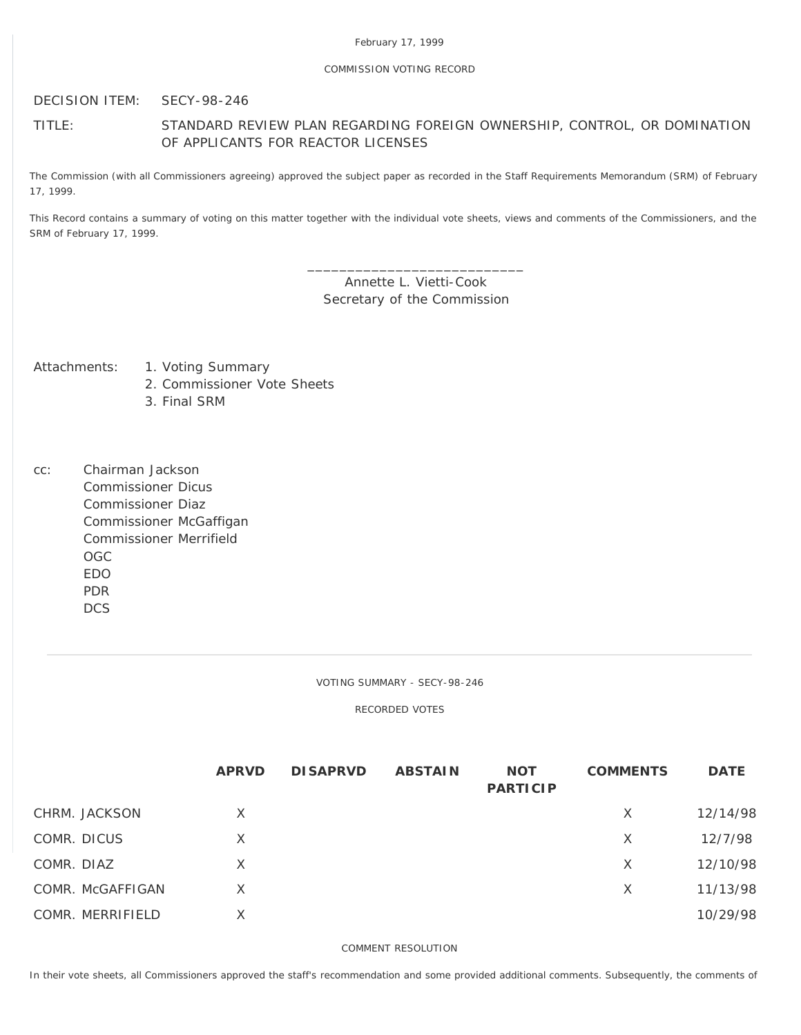February 17, 1999

COMMISSION VOTING RECORD

DECISION ITEM: SECY-98-246

TITLE: STANDARD REVIEW PLAN REGARDING FOREIGN OWNERSHIP, CONTROL, OR DOMINATION OF APPLICANTS FOR REACTOR LICENSES

The Commission (with all Commissioners agreeing) approved the subject paper as recorded in the Staff Requirements Memorandum (SRM) of February 17, 1999.

This Record contains a summary of voting on this matter together with the individual vote sheets, views and comments of the Commissioners, and the SRM of February 17, 1999.

\_\_\_\_\_\_\_\_\_\_\_\_\_\_\_\_\_\_\_\_\_\_\_\_\_\_\_\_
Annette L. Vietti-Cook
Secretary of the Commission

Attachments:
1. Voting Summary
2. Commissioner Vote Sheets
3. Final SRM

cc:
Chairman Jackson
Commissioner Dicus
Commissioner Diaz
Commissioner McGaffigan
Commissioner Merrifield
OGC
EDO
PDR
DCS

---

VOTING SUMMARY - SECY-98-246

RECORDED VOTES

| | APRVD | DISAPRVD | ABSTAIN | NOT PARTICIP | COMMENTS | DATE |
|---|---|---|---|---|---|---|
| CHRM. JACKSON | X | | | | X | 12/14/98 |
| COMR. DICUS | X | | | | X | 12/7/98 |
| COMR. DIAZ | X | | | | X | 12/10/98 |
| COMR. McGAFFIGAN | X | | | | X | 11/13/98 |
| COMR. MERRIFIELD | X | | | | | 10/29/98 |

COMMENT RESOLUTION

In their vote sheets, all Commissioners approved the staff's recommendation and some provided additional comments. Subsequently, the comments of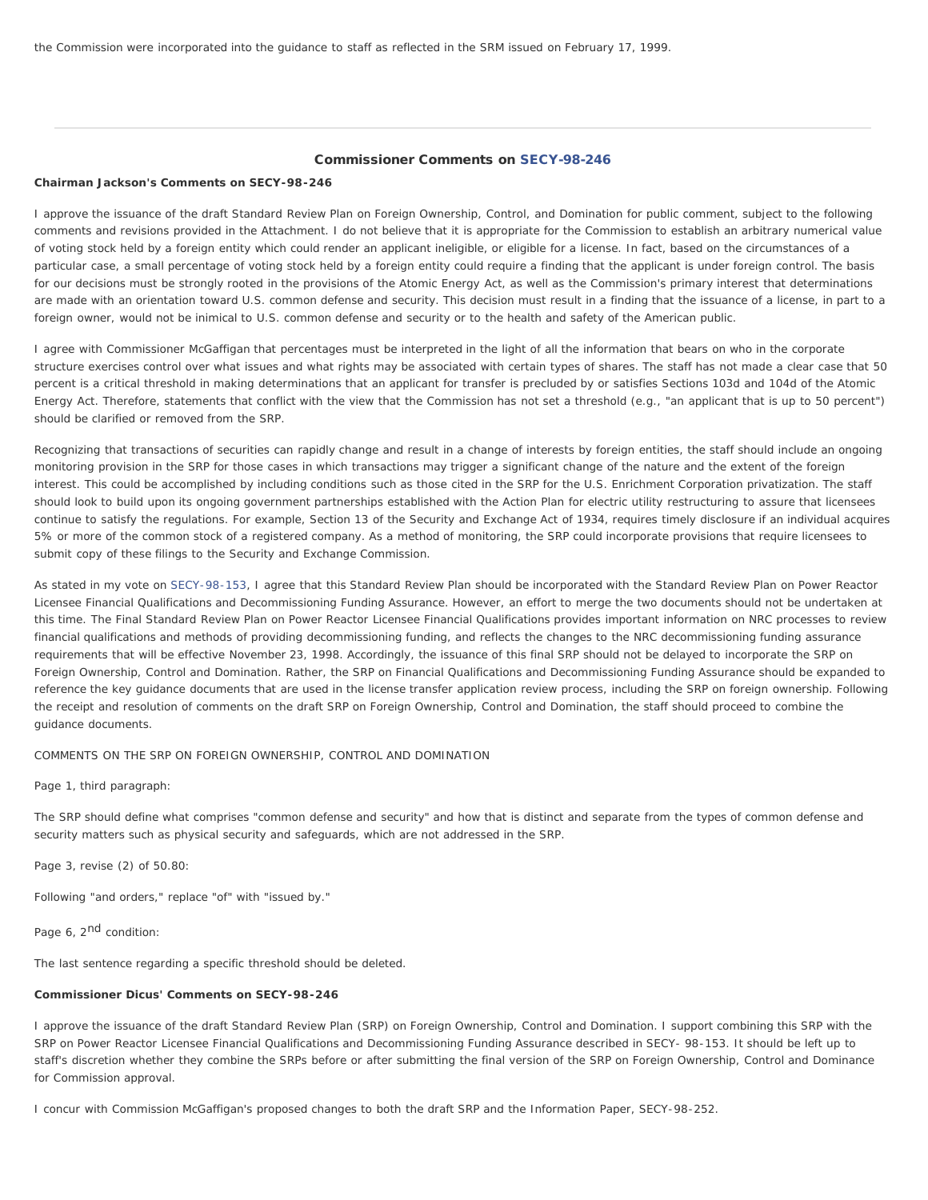the Commission were incorporated into the guidance to staff as reflected in the SRM issued on February 17, 1999.

---

## Commissioner Comments on SECY-98-246

**Chairman Jackson's Comments on SECY-98-246**

I approve the issuance of the draft Standard Review Plan on Foreign Ownership, Control, and Domination for public comment, subject to the following comments and revisions provided in the Attachment. I do not believe that it is appropriate for the Commission to establish an arbitrary numerical value of voting stock held by a foreign entity which could render an applicant ineligible, or eligible for a license. In fact, based on the circumstances of a particular case, a small percentage of voting stock held by a foreign entity could require a finding that the applicant is under foreign control. The basis for our decisions must be strongly rooted in the provisions of the Atomic Energy Act, as well as the Commission's primary interest that determinations are made with an orientation toward U.S. common defense and security. This decision must result in a finding that the issuance of a license, in part to a foreign owner, would not be inimical to U.S. common defense and security or to the health and safety of the American public.

I agree with Commissioner McGaffigan that percentages must be interpreted in the light of all the information that bears on who in the corporate structure exercises control over what issues and what rights may be associated with certain types of shares. The staff has not made a clear case that 50 percent is a critical threshold in making determinations that an applicant for transfer is precluded by or satisfies Sections 103d and 104d of the Atomic Energy Act. Therefore, statements that conflict with the view that the Commission has not set a threshold (e.g., "an applicant that is up to 50 percent") should be clarified or removed from the SRP.

Recognizing that transactions of securities can rapidly change and result in a change of interests by foreign entities, the staff should include an ongoing monitoring provision in the SRP for those cases in which transactions may trigger a significant change of the nature and the extent of the foreign interest. This could be accomplished by including conditions such as those cited in the SRP for the U.S. Enrichment Corporation privatization. The staff should look to build upon its ongoing government partnerships established with the Action Plan for electric utility restructuring to assure that licensees continue to satisfy the regulations. For example, Section 13 of the Security and Exchange Act of 1934, requires timely disclosure if an individual acquires 5% or more of the common stock of a registered company. As a method of monitoring, the SRP could incorporate provisions that require licensees to submit copy of these filings to the Security and Exchange Commission.

As stated in my vote on SECY-98-153, I agree that this Standard Review Plan should be incorporated with the Standard Review Plan on Power Reactor Licensee Financial Qualifications and Decommissioning Funding Assurance. However, an effort to merge the two documents should not be undertaken at this time. The Final Standard Review Plan on Power Reactor Licensee Financial Qualifications provides important information on NRC processes to review financial qualifications and methods of providing decommissioning funding, and reflects the changes to the NRC decommissioning funding assurance requirements that will be effective November 23, 1998. Accordingly, the issuance of this final SRP should not be delayed to incorporate the SRP on Foreign Ownership, Control and Domination. Rather, the SRP on Financial Qualifications and Decommissioning Funding Assurance should be expanded to reference the key guidance documents that are used in the license transfer application review process, including the SRP on foreign ownership. Following the receipt and resolution of comments on the draft SRP on Foreign Ownership, Control and Domination, the staff should proceed to combine the guidance documents.

COMMENTS ON THE SRP ON FOREIGN OWNERSHIP, CONTROL AND DOMINATION

Page 1, third paragraph:

The SRP should define what comprises "common defense and security" and how that is distinct and separate from the types of common defense and security matters such as physical security and safeguards, which are not addressed in the SRP.

Page 3, revise (2) of 50.80:

Following "and orders," replace "of" with "issued by."

Page 6, 2nd condition:

The last sentence regarding a specific threshold should be deleted.

**Commissioner Dicus' Comments on SECY-98-246**

I approve the issuance of the draft Standard Review Plan (SRP) on Foreign Ownership, Control and Domination. I support combining this SRP with the SRP on Power Reactor Licensee Financial Qualifications and Decommissioning Funding Assurance described in SECY- 98-153. It should be left up to staff's discretion whether they combine the SRPs before or after submitting the final version of the SRP on Foreign Ownership, Control and Dominance for Commission approval.

I concur with Commission McGaffigan's proposed changes to both the draft SRP and the Information Paper, SECY-98-252.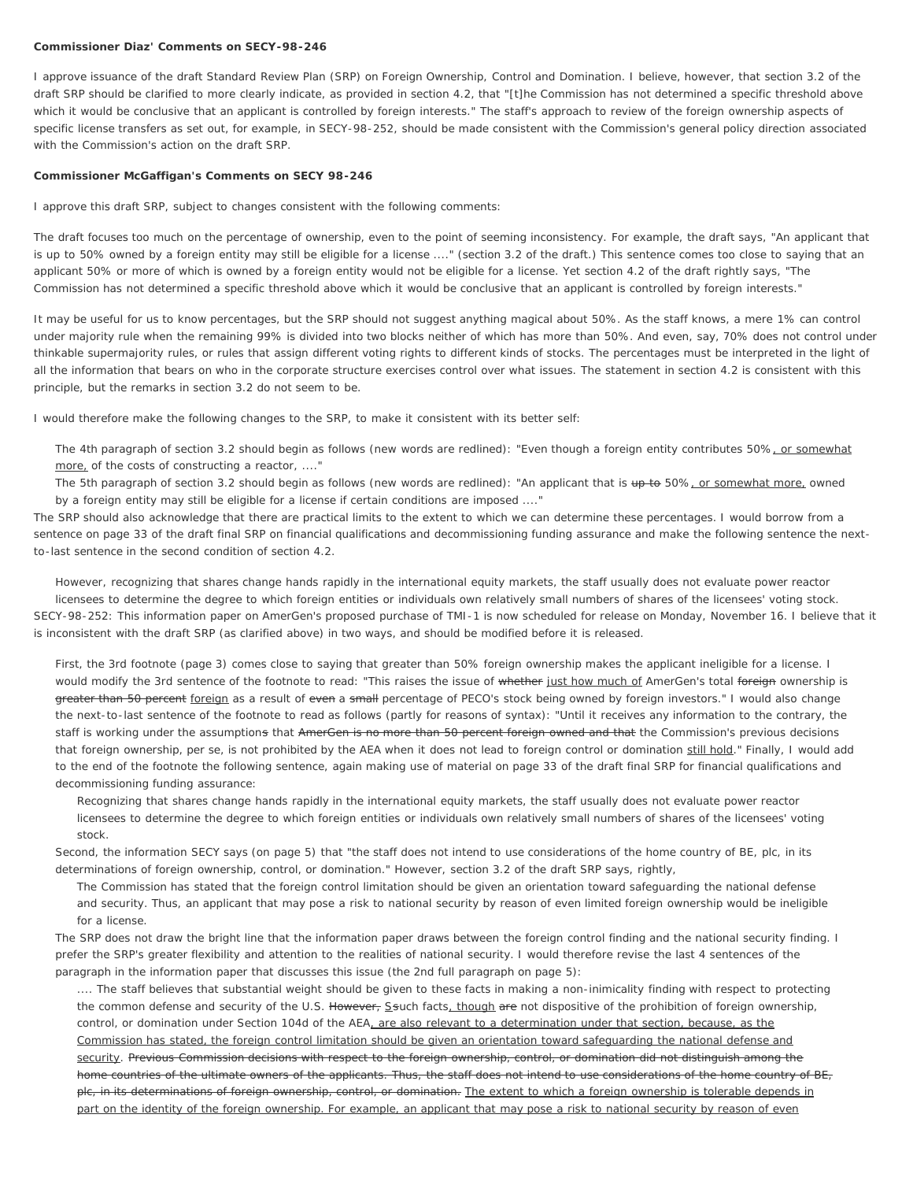**Commissioner Diaz' Comments on SECY-98-246**

I approve issuance of the draft Standard Review Plan (SRP) on Foreign Ownership, Control and Domination. I believe, however, that section 3.2 of the draft SRP should be clarified to more clearly indicate, as provided in section 4.2, that "[t]he Commission has not determined a specific threshold above which it would be conclusive that an applicant is controlled by foreign interests." The staff's approach to review of the foreign ownership aspects of specific license transfers as set out, for example, in SECY-98-252, should be made consistent with the Commission's general policy direction associated with the Commission's action on the draft SRP.

**Commissioner McGaffigan's Comments on SECY 98-246**

I approve this draft SRP, subject to changes consistent with the following comments:

The draft focuses too much on the percentage of ownership, even to the point of seeming inconsistency. For example, the draft says, "An applicant that is up to 50% owned by a foreign entity may still be eligible for a license ...." (section 3.2 of the draft.) This sentence comes too close to saying that an applicant 50% or more of which is owned by a foreign entity would not be eligible for a license. Yet section 4.2 of the draft rightly says, "The Commission has not determined a specific threshold above which it would be conclusive that an applicant is controlled by foreign interests."

It may be useful for us to know percentages, but the SRP should not suggest anything magical about 50%. As the staff knows, a mere 1% can control under majority rule when the remaining 99% is divided into two blocks neither of which has more than 50%. And even, say, 70% does not control under thinkable supermajority rules, or rules that assign different voting rights to different kinds of stocks. The percentages must be interpreted in the light of all the information that bears on who in the corporate structure exercises control over what issues. The statement in section 4.2 is consistent with this principle, but the remarks in section 3.2 do not seem to be.

I would therefore make the following changes to the SRP, to make it consistent with its better self:

> The 4th paragraph of section 3.2 should begin as follows (new words are redlined): "Even though a foreign entity contributes 50%<u>, or somewhat more,</u> of the costs of constructing a reactor, ...."
>
> The 5th paragraph of section 3.2 should begin as follows (new words are redlined): "An applicant that is ~~up to~~ 50%<u>, or somewhat more,</u> owned by a foreign entity may still be eligible for a license if certain conditions are imposed ...."

The SRP should also acknowledge that there are practical limits to the extent to which we can determine these percentages. I would borrow from a sentence on page 33 of the draft final SRP on financial qualifications and decommissioning funding assurance and make the following sentence the next-to-last sentence in the second condition of section 4.2.

> However, recognizing that shares change hands rapidly in the international equity markets, the staff usually does not evaluate power reactor licensees to determine the degree to which foreign entities or individuals own relatively small numbers of shares of the licensees' voting stock.

SECY-98-252: This information paper on AmerGen's proposed purchase of TMI-1 is now scheduled for release on Monday, November 16. I believe that it is inconsistent with the draft SRP (as clarified above) in two ways, and should be modified before it is released.

> First, the 3rd footnote (page 3) comes close to saying that greater than 50% foreign ownership makes the applicant ineligible for a license. I would modify the 3rd sentence of the footnote to read: "This raises the issue of ~~whether~~ <u>just how much of</u> AmerGen's total ~~foreign~~ ownership is ~~greater than 50 percent~~ <u>foreign</u> as a result of ~~even~~ a ~~small~~ percentage of PECO's stock being owned by foreign investors." I would also change the next-to-last sentence of the footnote to read as follows (partly for reasons of syntax): "Until it receives any information to the contrary, the staff is working under the assumption~~s~~ that ~~AmerGen is no more than 50 percent foreign owned and that~~ the Commission's previous decisions that foreign ownership, per se, is not prohibited by the AEA when it does not lead to foreign control or domination <u>still hold</u>." Finally, I would add to the end of the footnote the following sentence, again making use of material on page 33 of the draft final SRP for financial qualifications and decommissioning funding assurance:
>
> > Recognizing that shares change hands rapidly in the international equity markets, the staff usually does not evaluate power reactor licensees to determine the degree to which foreign entities or individuals own relatively small numbers of shares of the licensees' voting stock.
>
> Second, the information SECY says (on page 5) that "the staff does not intend to use considerations of the home country of BE, plc, in its determinations of foreign ownership, control, or domination." However, section 3.2 of the draft SRP says, rightly,
>
> > The Commission has stated that the foreign control limitation should be given an orientation toward safeguarding the national defense and security. Thus, an applicant that may pose a risk to national security by reason of even limited foreign ownership would be ineligible for a license.
>
> The SRP does not draw the bright line that the information paper draws between the foreign control finding and the national security finding. I prefer the SRP's greater flexibility and attention to the realities of national security. I would therefore revise the last 4 sentences of the paragraph in the information paper that discusses this issue (the 2nd full paragraph on page 5):
>
> > .... The staff believes that substantial weight should be given to these facts in making a non-inimicality finding with respect to protecting the common defense and security of the U.S. ~~However,~~ <u>S</u>~~s~~uch facts<u>, though</u> ~~are~~ not dispositive of the prohibition of foreign ownership, control, or domination under Section 104d of the AEA<u>, are also relevant to a determination under that section, because, as the Commission has stated, the foreign control limitation should be given an orientation toward safeguarding the national defense and security</u>. ~~Previous Commission decisions with respect to the foreign ownership, control, or domination did not distinguish among the home countries of the ultimate owners of the applicants. Thus, the staff does not intend to use considerations of the home country of BE, plc, in its determinations of foreign ownership, control, or domination.~~ <u>The extent to which a foreign ownership is tolerable depends in part on the identity of the foreign ownership. For example, an applicant that may pose a risk to national security by reason of even</u>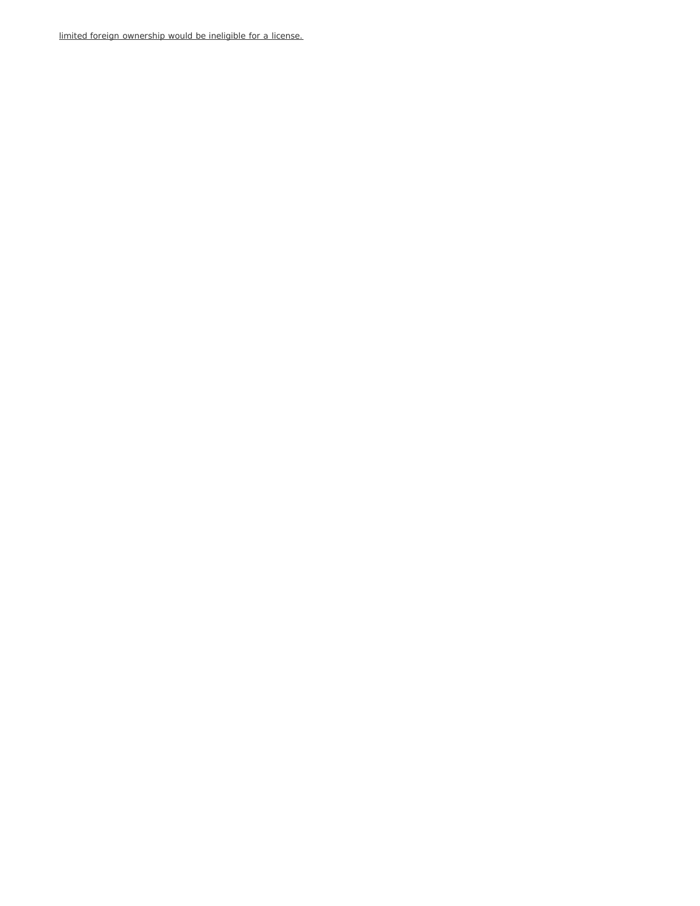limited foreign ownership would be ineligible for a license.